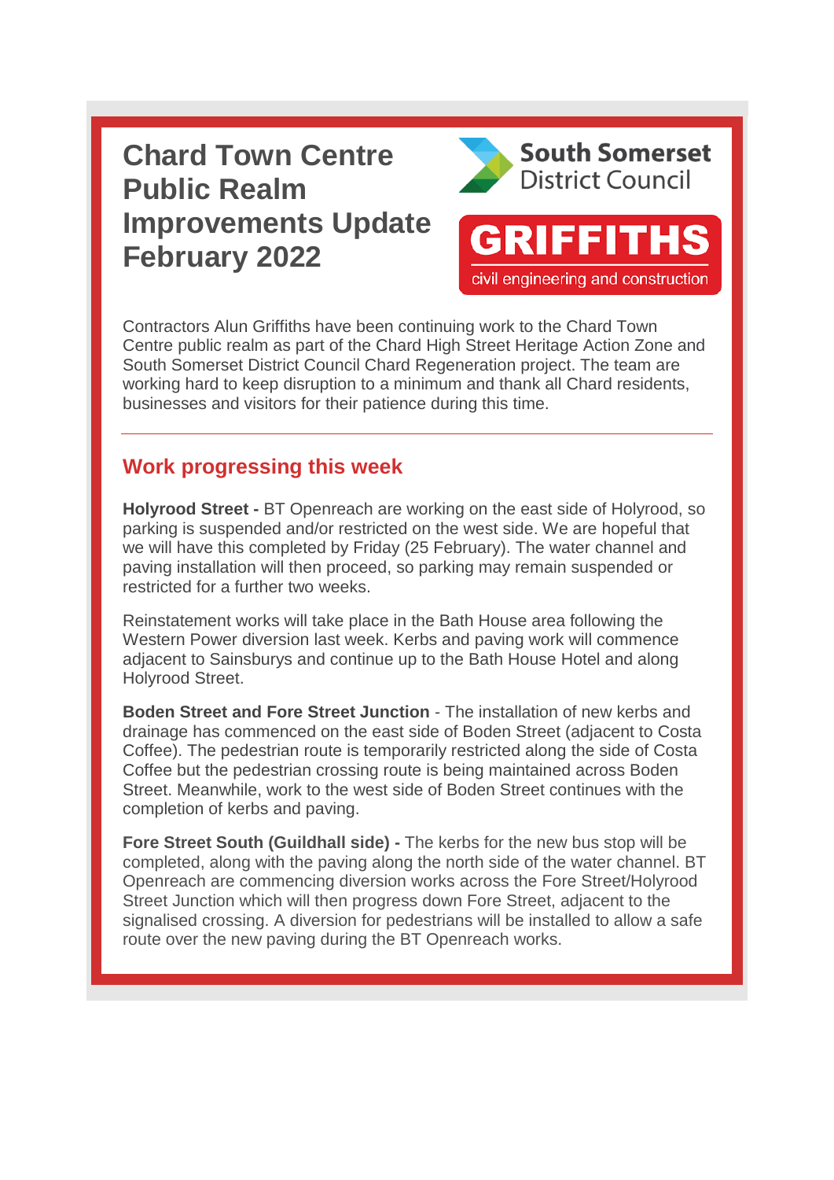# Chard Town Centre Public Realm Improvements Update February 2022

South Somerset District Council

GRIFFITHS
civil engineering and construction

Contractors Alun Griffiths have been continuing work to the Chard Town Centre public realm as part of the Chard High Street Heritage Action Zone and South Somerset District Council Chard Regeneration project. The team are working hard to keep disruption to a minimum and thank all Chard residents, businesses and visitors for their patience during this time.

---

## Work progressing this week

**Holyrood Street -** BT Openreach are working on the east side of Holyrood, so parking is suspended and/or restricted on the west side. We are hopeful that we will have this completed by Friday (25 February). The water channel and paving installation will then proceed, so parking may remain suspended or restricted for a further two weeks.

Reinstatement works will take place in the Bath House area following the Western Power diversion last week. Kerbs and paving work will commence adjacent to Sainsburys and continue up to the Bath House Hotel and along Holyrood Street.

**Boden Street and Fore Street Junction** - The installation of new kerbs and drainage has commenced on the east side of Boden Street (adjacent to Costa Coffee). The pedestrian route is temporarily restricted along the side of Costa Coffee but the pedestrian crossing route is being maintained across Boden Street. Meanwhile, work to the west side of Boden Street continues with the completion of kerbs and paving.

**Fore Street South (Guildhall side) -** The kerbs for the new bus stop will be completed, along with the paving along the north side of the water channel. BT Openreach are commencing diversion works across the Fore Street/Holyrood Street Junction which will then progress down Fore Street, adjacent to the signalised crossing. A diversion for pedestrians will be installed to allow a safe route over the new paving during the BT Openreach works.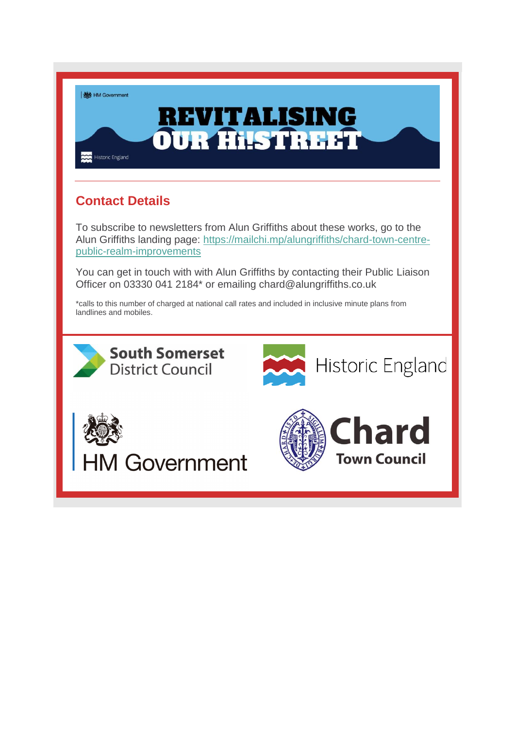HM Government

# REVITALISING OUR Hi!STREET

Historic England

## Contact Details

To subscribe to newsletters from Alun Griffiths about these works, go to the Alun Griffiths landing page: https://mailchi.mp/alungriffiths/chard-town-centre-public-realm-improvements

You can get in touch with with Alun Griffiths by contacting their Public Liaison Officer on 03330 041 2184* or emailing chard@alungriffiths.co.uk

*calls to this number of charged at national call rates and included in inclusive minute plans from landlines and mobiles.

South Somerset District Council

Historic England

HM Government

Chard Town Council